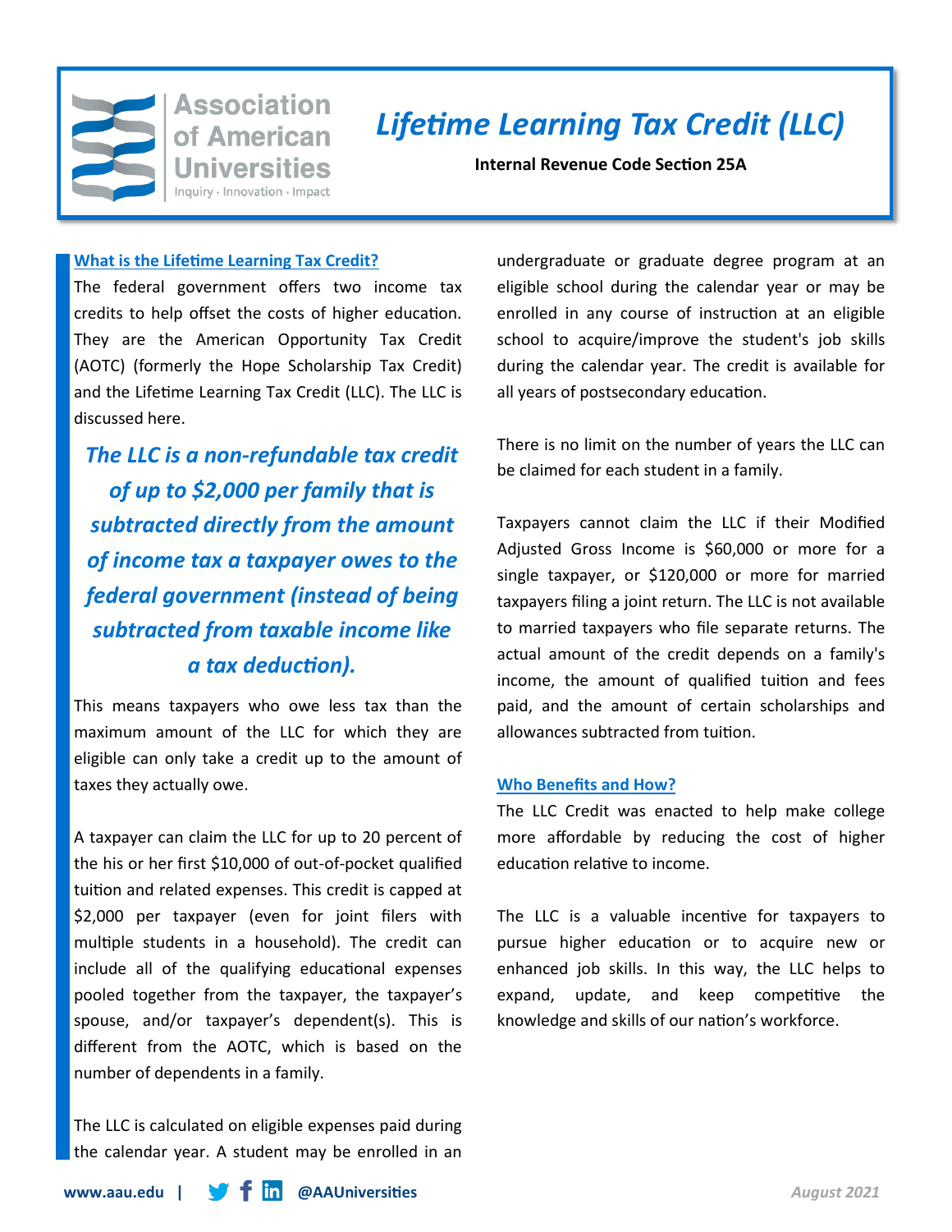Association of American Universities
Inquiry · Innovation · Impact

# Lifetime Learning Tax Credit (LLC)

**Internal Revenue Code Section 25A**

## What is the Lifetime Learning Tax Credit?

The federal government offers two income tax credits to help offset the costs of higher education. They are the American Opportunity Tax Credit (AOTC) (formerly the Hope Scholarship Tax Credit) and the Lifetime Learning Tax Credit (LLC). The LLC is discussed here.

***The LLC is a non-refundable tax credit of up to $2,000 per family that is subtracted directly from the amount of income tax a taxpayer owes to the federal government (instead of being subtracted from taxable income like a tax deduction).***

This means taxpayers who owe less tax than the maximum amount of the LLC for which they are eligible can only take a credit up to the amount of taxes they actually owe.

A taxpayer can claim the LLC for up to 20 percent of the his or her first $10,000 of out-of-pocket qualified tuition and related expenses. This credit is capped at $2,000 per taxpayer (even for joint filers with multiple students in a household). The credit can include all of the qualifying educational expenses pooled together from the taxpayer, the taxpayer's spouse, and/or taxpayer's dependent(s). This is different from the AOTC, which is based on the number of dependents in a family.

The LLC is calculated on eligible expenses paid during the calendar year. A student may be enrolled in an undergraduate or graduate degree program at an eligible school during the calendar year or may be enrolled in any course of instruction at an eligible school to acquire/improve the student's job skills during the calendar year. The credit is available for all years of postsecondary education.

There is no limit on the number of years the LLC can be claimed for each student in a family.

Taxpayers cannot claim the LLC if their Modified Adjusted Gross Income is $60,000 or more for a single taxpayer, or $120,000 or more for married taxpayers filing a joint return. The LLC is not available to married taxpayers who file separate returns. The actual amount of the credit depends on a family's income, the amount of qualified tuition and fees paid, and the amount of certain scholarships and allowances subtracted from tuition.

## Who Benefits and How?

The LLC Credit was enacted to help make college more affordable by reducing the cost of higher education relative to income.

The LLC is a valuable incentive for taxpayers to pursue higher education or to acquire new or enhanced job skills. In this way, the LLC helps to expand, update, and keep competitive the knowledge and skills of our nation's workforce.

www.aau.edu | @AAUniversities

August 2021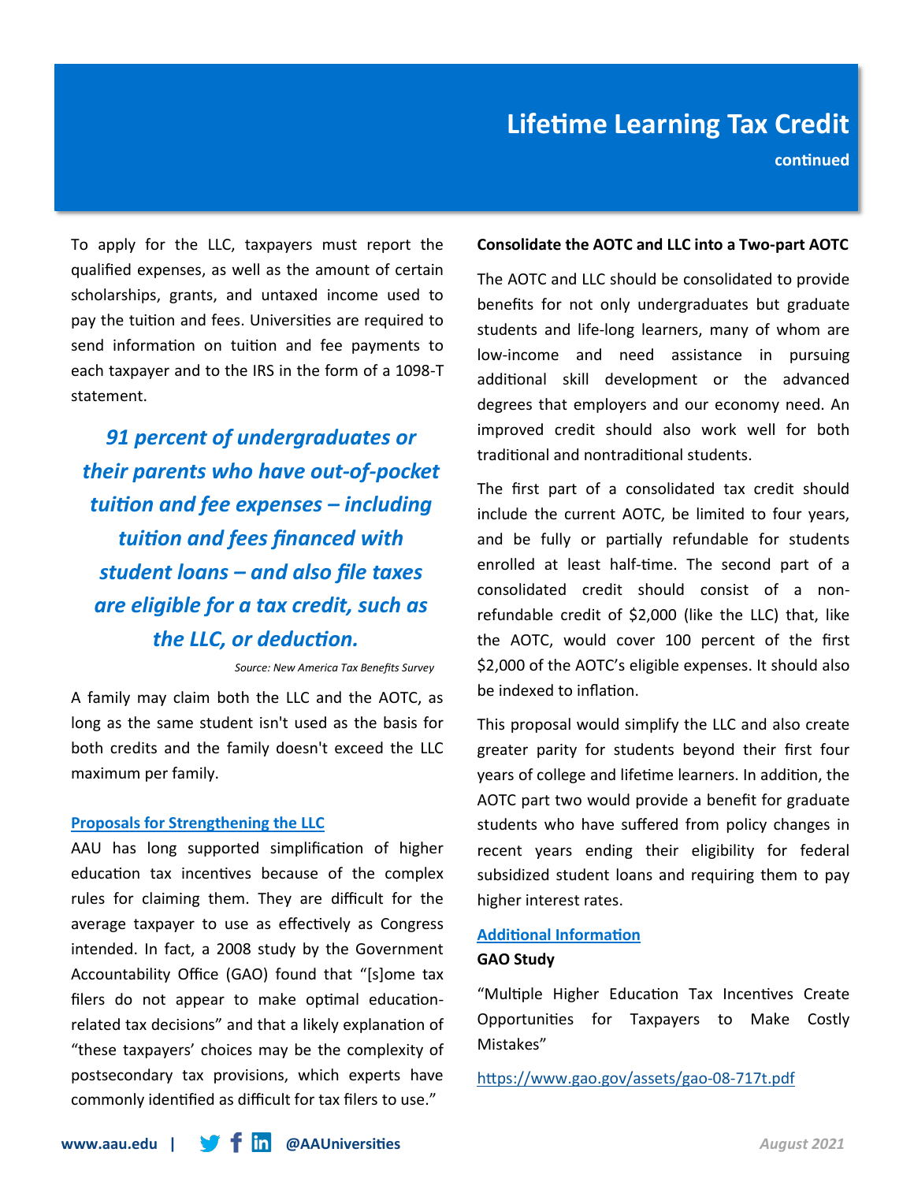# Lifetime Learning Tax Credit

**continued**

To apply for the LLC, taxpayers must report the qualified expenses, as well as the amount of certain scholarships, grants, and untaxed income used to pay the tuition and fees. Universities are required to send information on tuition and fee payments to each taxpayer and to the IRS in the form of a 1098-T statement.

> ***91 percent of undergraduates or their parents who have out-of-pocket tuition and fee expenses – including tuition and fees financed with student loans – and also file taxes are eligible for a tax credit, such as the LLC, or deduction.***
>
> *Source: New America Tax Benefits Survey*

A family may claim both the LLC and the AOTC, as long as the same student isn't used as the basis for both credits and the family doesn't exceed the LLC maximum per family.

## Proposals for Strengthening the LLC

AAU has long supported simplification of higher education tax incentives because of the complex rules for claiming them. They are difficult for the average taxpayer to use as effectively as Congress intended. In fact, a 2008 study by the Government Accountability Office (GAO) found that "[s]ome tax filers do not appear to make optimal education-related tax decisions" and that a likely explanation of "these taxpayers' choices may be the complexity of postsecondary tax provisions, which experts have commonly identified as difficult for tax filers to use."

**Consolidate the AOTC and LLC into a Two-part AOTC**

The AOTC and LLC should be consolidated to provide benefits for not only undergraduates but graduate students and life-long learners, many of whom are low-income and need assistance in pursuing additional skill development or the advanced degrees that employers and our economy need. An improved credit should also work well for both traditional and nontraditional students.

The first part of a consolidated tax credit should include the current AOTC, be limited to four years, and be fully or partially refundable for students enrolled at least half-time. The second part of a consolidated credit should consist of a non-refundable credit of $2,000 (like the LLC) that, like the AOTC, would cover 100 percent of the first $2,000 of the AOTC's eligible expenses. It should also be indexed to inflation.

This proposal would simplify the LLC and also create greater parity for students beyond their first four years of college and lifetime learners. In addition, the AOTC part two would provide a benefit for graduate students who have suffered from policy changes in recent years ending their eligibility for federal subsidized student loans and requiring them to pay higher interest rates.

## Additional Information

**GAO Study**

"Multiple Higher Education Tax Incentives Create Opportunities for Taxpayers to Make Costly Mistakes"

https://www.gao.gov/assets/gao-08-717t.pdf